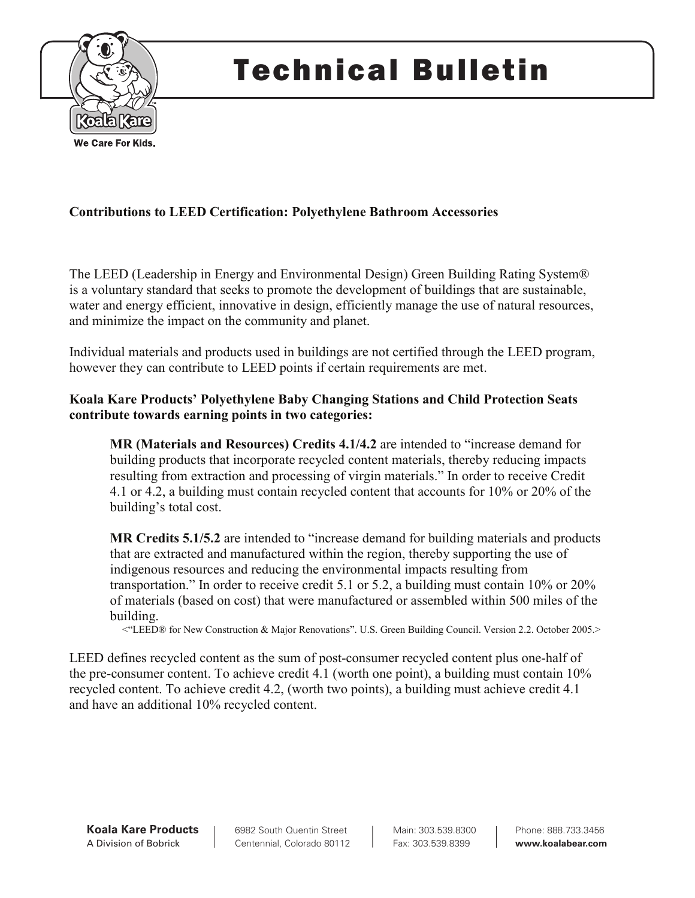# Technical Bulletin

## Contributions to LEED Certification: Polyethylene Bathroom Accessories

The LEED (Leadership in Energy and Environmental Design) Green Building Rating System® is a voluntary standard that seeks to promote the development of buildings that are sustainable, water and energy efficient, innovative in design, efficiently manage the use of natural resources, and minimize the impact on the community and planet.

Individual materials and products used in buildings are not certified through the LEED program, however they can contribute to LEED points if certain requirements are met.

**Koala Kare Products' Polyethylene Baby Changing Stations and Child Protection Seats contribute towards earning points in two categories:**

> **MR (Materials and Resources) Credits 4.1/4.2** are intended to "increase demand for building products that incorporate recycled content materials, thereby reducing impacts resulting from extraction and processing of virgin materials." In order to receive Credit 4.1 or 4.2, a building must contain recycled content that accounts for 10% or 20% of the building's total cost.
>
> **MR Credits 5.1/5.2** are intended to "increase demand for building materials and products that are extracted and manufactured within the region, thereby supporting the use of indigenous resources and reducing the environmental impacts resulting from transportation." In order to receive credit 5.1 or 5.2, a building must contain 10% or 20% of materials (based on cost) that were manufactured or assembled within 500 miles of the building.
>
> <"LEED® for New Construction & Major Renovations". U.S. Green Building Council. Version 2.2. October 2005.>

LEED defines recycled content as the sum of post-consumer recycled content plus one-half of the pre-consumer content. To achieve credit 4.1 (worth one point), a building must contain 10% recycled content. To achieve credit 4.2, (worth two points), a building must achieve credit 4.1 and have an additional 10% recycled content.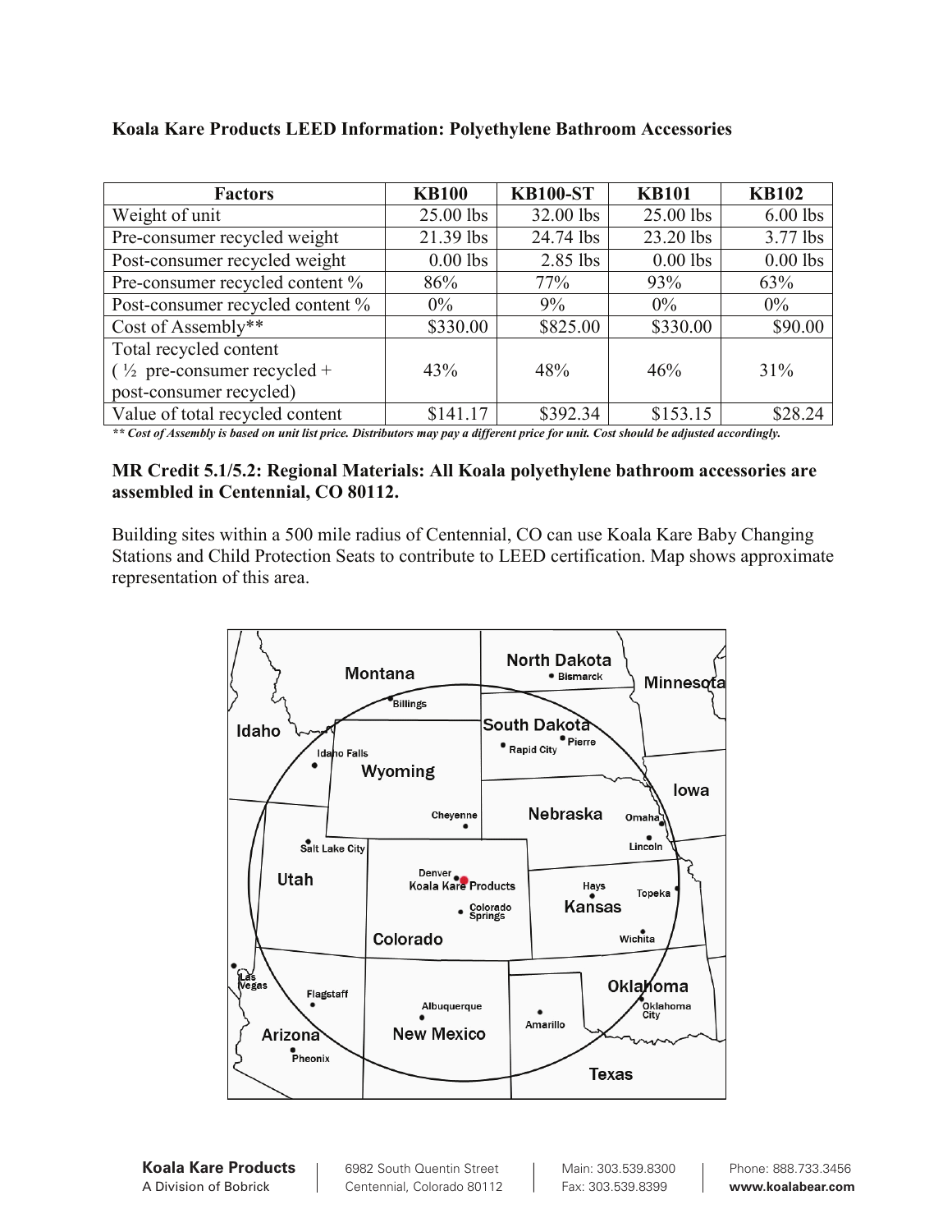**Koala Kare Products LEED Information: Polyethylene Bathroom Accessories**

| Factors | KB100 | KB100-ST | KB101 | KB102 |
|---|---|---|---|---|
| Weight of unit | 25.00 lbs | 32.00 lbs | 25.00 lbs | 6.00 lbs |
| Pre-consumer recycled weight | 21.39 lbs | 24.74 lbs | 23.20 lbs | 3.77 lbs |
| Post-consumer recycled weight | 0.00 lbs | 2.85 lbs | 0.00 lbs | 0.00 lbs |
| Pre-consumer recycled content % | 86% | 77% | 93% | 63% |
| Post-consumer recycled content % | 0% | 9% | 0% | 0% |
| Cost of Assembly** | $330.00 | $825.00 | $330.00 | $90.00 |
| Total recycled content (½ pre-consumer recycled + post-consumer recycled) | 43% | 48% | 46% | 31% |
| Value of total recycled content | $141.17 | $392.34 | $153.15 | $28.24 |

***\*\* Cost of Assembly is based on unit list price. Distributors may pay a different price for unit. Cost should be adjusted accordingly.***

**MR Credit 5.1/5.2: Regional Materials: All Koala polyethylene bathroom accessories are assembled in Centennial, CO 80112.**

Building sites within a 500 mile radius of Centennial, CO can use Koala Kare Baby Changing Stations and Child Protection Seats to contribute to LEED certification. Map shows approximate representation of this area.

Montana
North Dakota
Bismarck
Minnesota
Billings
Idaho
South Dakota
Pierre
Rapid City
Idaho Falls
Wyoming
Iowa
Cheyenne
Nebraska
Omaha
Lincoln
Salt Lake City
Utah
Denver
Koala Kare Products
Hays
Topeka
Kansas
Colorado Springs
Colorado
Wichita
Las Vegas
Flagstaff
Oklahoma
Oklahoma City
Albuquerque
Amarillo
Arizona
New Mexico
Pheonix
Texas